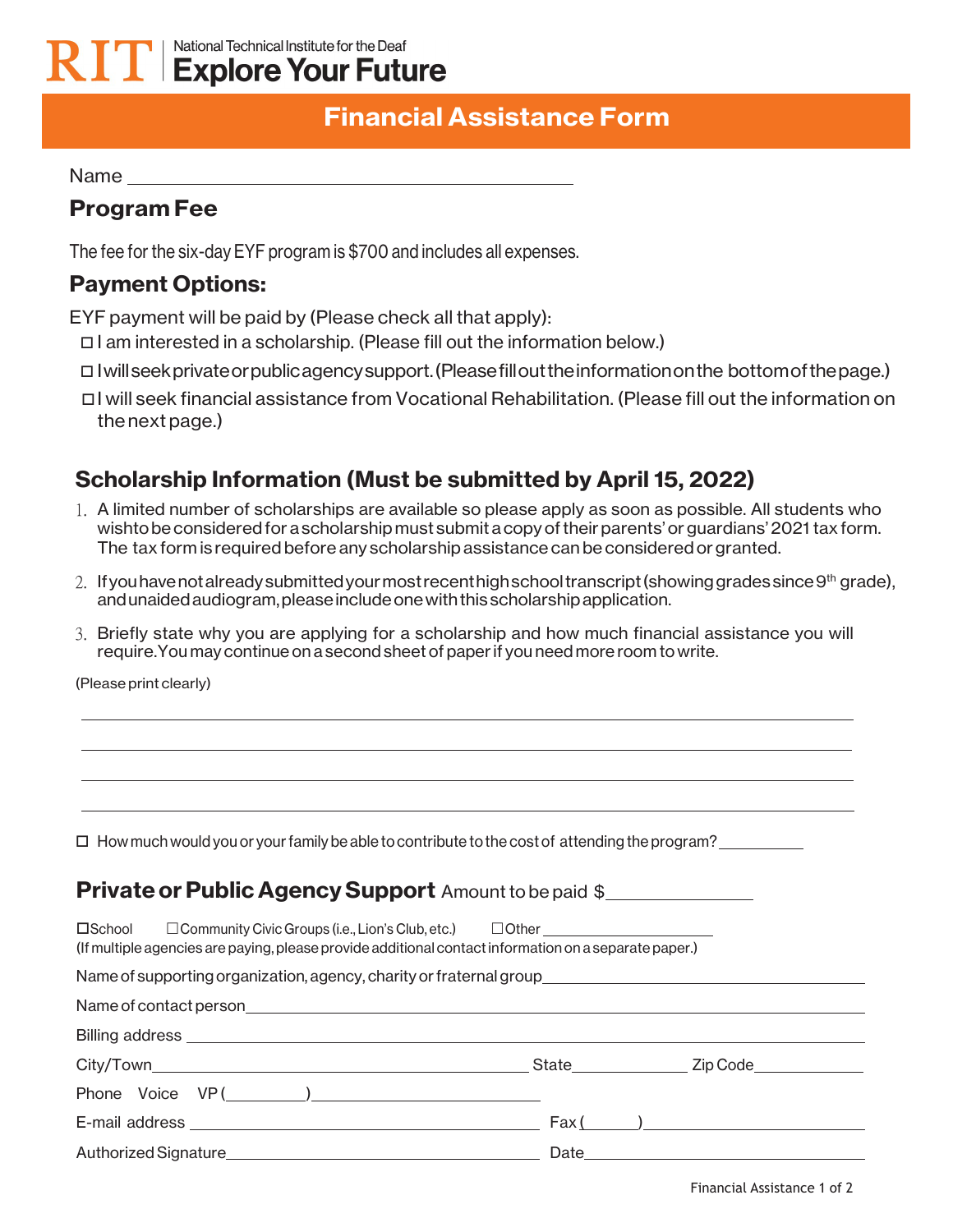RIT | National Technical Institute for the Deaf
**Explore Your Future**

# Financial Assistance Form

Name ____________________________________________

## Program Fee

The fee for the six-day EYF program is $700 and includes all expenses.

## Payment Options:

EYF payment will be paid by (Please check all that apply):

- ☐ I am interested in a scholarship. (Please fill out the information below.)
- ☐ I will seek private or public agency support. (Please fill out the information on the bottom of the page.)
- ☐ I will seek financial assistance from Vocational Rehabilitation. (Please fill out the information on the next page.)

## Scholarship Information (Must be submitted by April 15, 2022)

1. A limited number of scholarships are available so please apply as soon as possible. All students who wish to be considered for a scholarship must submit a copy of their parents' or guardians' 2021 tax form. The tax form is required before any scholarship assistance can be considered or granted.
2. If you have not already submitted your most recent high school transcript (showing grades since 9th grade), and unaided audiogram, please include one with this scholarship application.
3. Briefly state why you are applying for a scholarship and how much financial assistance you will require. You may continue on a second sheet of paper if you need more room to write.

(Please print clearly)

_______________________________________________________________________________

_______________________________________________________________________________

_______________________________________________________________________________

_______________________________________________________________________________

☐ How much would you or your family be able to contribute to the cost of attending the program? __________

## Private or Public Agency Support Amount to be paid $_______________

☐School ☐Community Civic Groups (i.e., Lion's Club, etc.) ☐Other ____________________
(If multiple agencies are paying, please provide additional contact information on a separate paper.)

Name of supporting organization, agency, charity or fraternal group ____________________________________

Name of contact person ____________________________________________________________

Billing address ____________________________________________________________

City/Town ______________________________ State ____________ Zip Code ____________

Phone Voice VP (_________) __________________________

E-mail address ______________________________ Fax (______) ____________________

Authorized Signature ______________________________ Date ____________________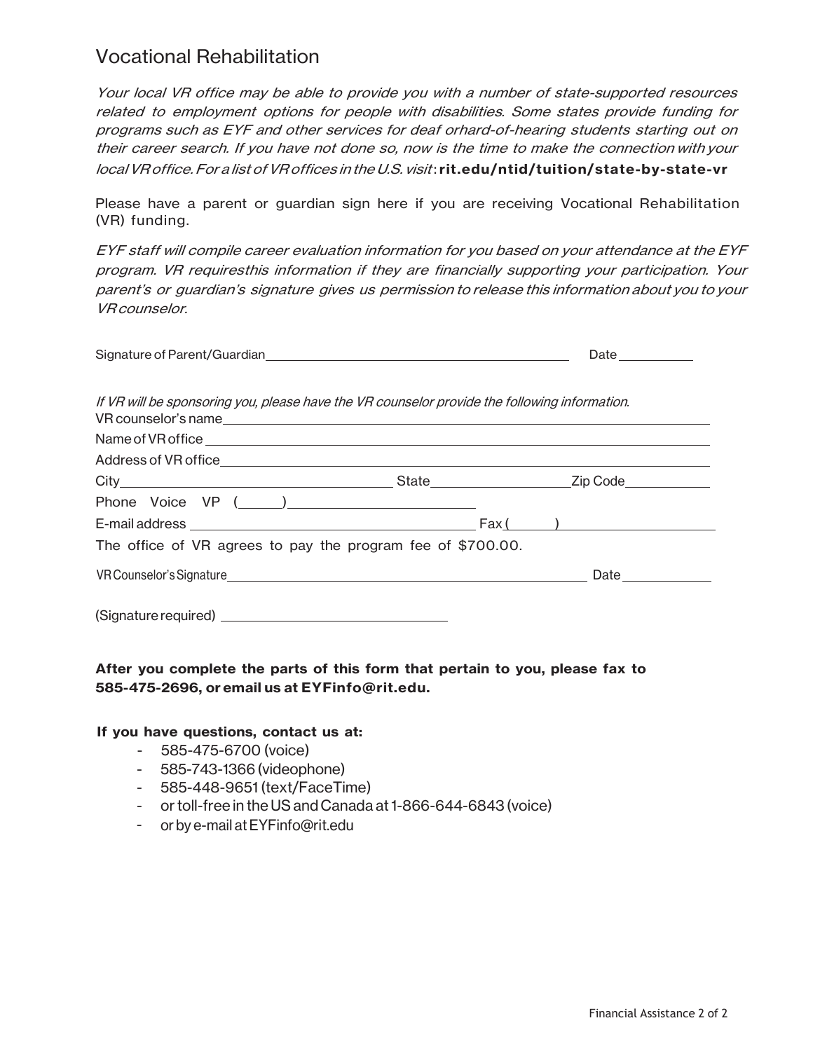## Vocational Rehabilitation

*Your local VR office may be able to provide you with a number of state-supported resources related to employment options for people with disabilities. Some states provide funding for programs such as EYF and other services for deaf orhard-of-hearing students starting out on their career search. If you have not done so, now is the time to make the connection with your local VR office. For a list of VR offices in the U.S. visit*: **rit.edu/ntid/tuition/state-by-state-vr**

Please have a parent or guardian sign here if you are receiving Vocational Rehabilitation (VR) funding.

*EYF staff will compile career evaluation information for you based on your attendance at the EYF program. VR requiresthis information if they are financially supporting your participation. Your parent's or guardian's signature gives us permission to release this information about you to your VR counselor.*

Signature of Parent/Guardian\_\_\_\_\_\_\_\_\_\_\_\_\_\_\_\_\_\_\_\_\_\_\_\_\_\_\_\_\_\_\_\_\_\_\_\_ Date\_\_\_\_\_\_\_\_\_\_

*If VR will be sponsoring you, please have the VR counselor provide the following information.*

VR counselor's name\_\_\_\_\_\_\_\_\_\_\_\_\_\_\_\_\_\_\_\_\_\_\_\_\_\_\_\_\_\_\_\_\_\_\_\_\_\_\_\_\_\_\_\_\_\_\_\_\_\_\_\_

Name of VR office\_\_\_\_\_\_\_\_\_\_\_\_\_\_\_\_\_\_\_\_\_\_\_\_\_\_\_\_\_\_\_\_\_\_\_\_\_\_\_\_\_\_\_\_\_\_\_\_\_\_\_\_\_

Address of VR office\_\_\_\_\_\_\_\_\_\_\_\_\_\_\_\_\_\_\_\_\_\_\_\_\_\_\_\_\_\_\_\_\_\_\_\_\_\_\_\_\_\_\_\_\_\_\_\_\_\_\_

City\_\_\_\_\_\_\_\_\_\_\_\_\_\_\_\_\_\_\_\_\_\_\_\_\_\_\_ State\_\_\_\_\_\_\_\_\_\_\_\_\_\_\_Zip Code\_\_\_\_\_\_\_\_\_\_

Phone Voice VP (\_\_\_\_\_)\_\_\_\_\_\_\_\_\_\_\_\_\_\_\_\_\_\_\_\_\_\_

E-mail address \_\_\_\_\_\_\_\_\_\_\_\_\_\_\_\_\_\_\_\_\_\_\_\_\_\_\_\_\_\_\_ Fax (\_\_\_\_\_)\_\_\_\_\_\_\_\_\_\_\_\_\_\_\_\_\_\_

The office of VR agrees to pay the program fee of $700.00.

VR Counselor's Signature\_\_\_\_\_\_\_\_\_\_\_\_\_\_\_\_\_\_\_\_\_\_\_\_\_\_\_\_\_\_\_\_\_\_\_\_\_\_\_\_\_\_\_\_ Date\_\_\_\_\_\_\_\_\_\_

(Signature required) \_\_\_\_\_\_\_\_\_\_\_\_\_\_\_\_\_\_\_\_\_\_\_\_\_\_\_\_

**After you complete the parts of this form that pertain to you, please fax to 585-475-2696, or email us at EYFinfo@rit.edu.**

**If you have questions, contact us at:**

- 585-475-6700 (voice)
- 585-743-1366 (videophone)
- 585-448-9651 (text/FaceTime)
- or toll-free in the US and Canada at 1-866-644-6843 (voice)
- or by e-mail at EYFinfo@rit.edu